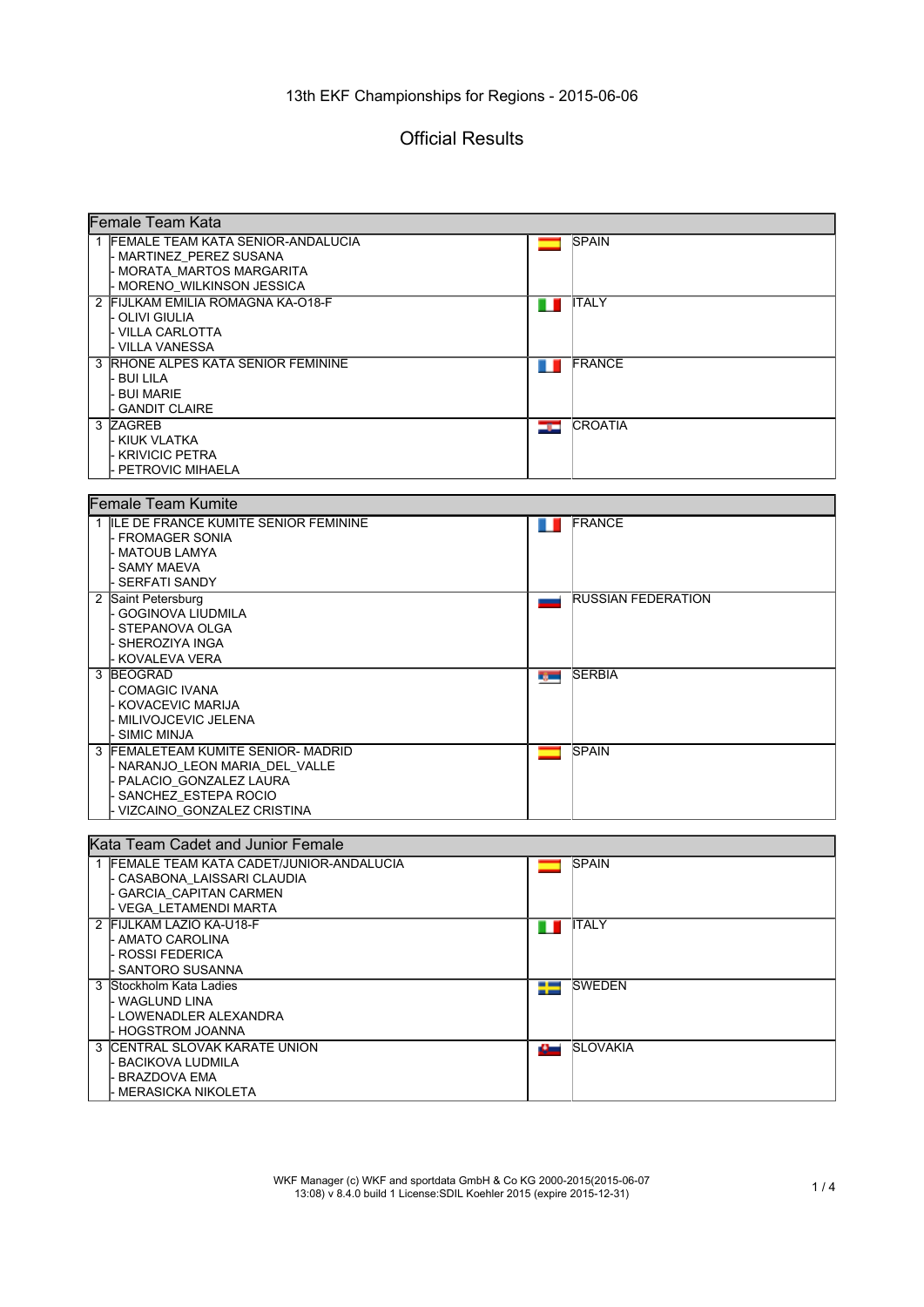# 13th EKF Championships for Regions - 2015-06-06

## Official Results

### Female Team Kata

| Place | Team | Country |
|---|---|---|
| 1 | FEMALE TEAM KATA SENIOR-ANDALUCIA<br>- MARTINEZ_PEREZ SUSANA<br>- MORATA_MARTOS MARGARITA<br>- MORENO_WILKINSON JESSICA | SPAIN |
| 2 | FIJLKAM EMILIA ROMAGNA KA-O18-F<br>- OLIVI GIULIA<br>- VILLA CARLOTTA<br>- VILLA VANESSA | ITALY |
| 3 | RHONE ALPES KATA SENIOR FEMININE<br>- BUI LILA<br>- BUI MARIE<br>- GANDIT CLAIRE | FRANCE |
| 3 | ZAGREB<br>- KIUK VLATKA<br>- KRIVICIC PETRA<br>- PETROVIC MIHAELA | CROATIA |

### Female Team Kumite

| Place | Team | Country |
|---|---|---|
| 1 | ILE DE FRANCE KUMITE SENIOR FEMININE<br>- FROMAGER SONIA<br>- MATOUB LAMYA<br>- SAMY MAEVA<br>- SERFATI SANDY | FRANCE |
| 2 | Saint Petersburg<br>- GOGINOVA LIUDMILA<br>- STEPANOVA OLGA<br>- SHEROZIYA INGA<br>- KOVALEVA VERA | RUSSIAN FEDERATION |
| 3 | BEOGRAD<br>- COMAGIC IVANA<br>- KOVACEVIC MARIJA<br>- MILIVOJCEVIC JELENA<br>- SIMIC MINJA | SERBIA |
| 3 | FEMALETEAM KUMITE SENIOR- MADRID<br>- NARANJO_LEON MARIA_DEL_VALLE<br>- PALACIO_GONZALEZ LAURA<br>- SANCHEZ_ESTEPA ROCIO<br>- VIZCAINO_GONZALEZ CRISTINA | SPAIN |

### Kata Team Cadet and Junior Female

| Place | Team | Country |
|---|---|---|
| 1 | FEMALE TEAM KATA CADET/JUNIOR-ANDALUCIA<br>- CASABONA_LAISSARI CLAUDIA<br>- GARCIA_CAPITAN CARMEN<br>- VEGA_LETAMENDI MARTA | SPAIN |
| 2 | FIJLKAM LAZIO KA-U18-F<br>- AMATO CAROLINA<br>- ROSSI FEDERICA<br>- SANTORO SUSANNA | ITALY |
| 3 | Stockholm Kata Ladies<br>- WAGLUND LINA<br>- LOWENADLER ALEXANDRA<br>- HOGSTROM JOANNA | SWEDEN |
| 3 | CENTRAL SLOVAK KARATE UNION<br>- BACIKOVA LUDMILA<br>- BRAZDOVA EMA<br>- MERASICKA NIKOLETA | SLOVAKIA |

WKF Manager (c) WKF and sportdata GmbH & Co KG 2000-2015(2015-06-07 13:08) v 8.4.0 build 1 License:SDIL Koehler 2015 (expire 2015-12-31)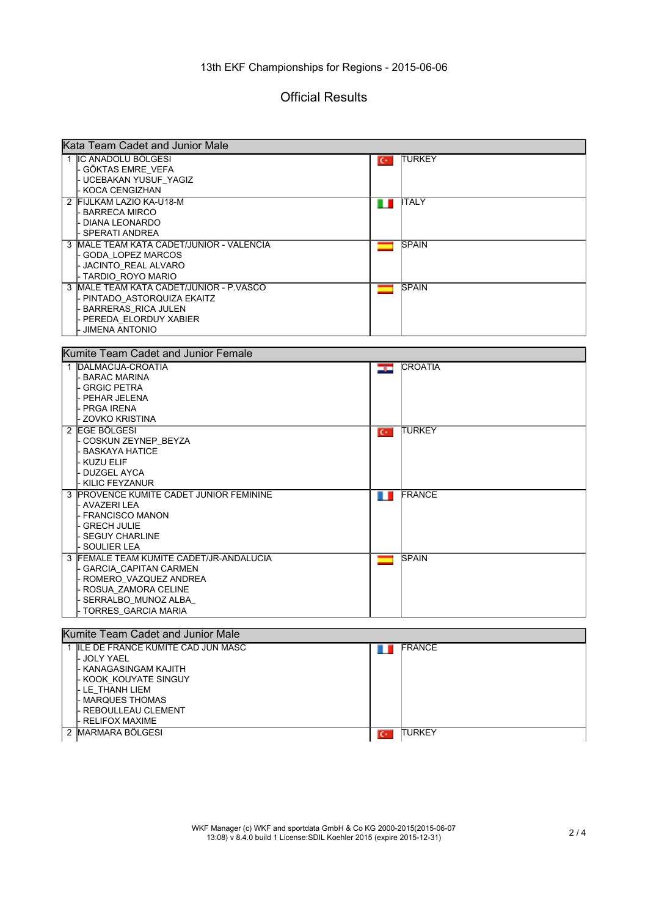13th EKF Championships for Regions - 2015-06-06

# Official Results

## Kata Team Cadet and Junior Male

| Rank | Team | Country |
|---|---|---|
| 1 | IC ANADOLU BÖLGESI<br>- GÖKTAS EMRE_VEFA<br>- UCEBAKAN YUSUF_YAGIZ<br>- KOCA CENGIZHAN | TURKEY |
| 2 | FIJLKAM LAZIO KA-U18-M<br>- BARRECA MIRCO<br>- DIANA LEONARDO<br>- SPERATI ANDREA | ITALY |
| 3 | MALE TEAM KATA CADET/JUNIOR - VALENCIA<br>- GODA_LOPEZ MARCOS<br>- JACINTO_REAL ALVARO<br>- TARDIO_ROYO MARIO | SPAIN |
| 3 | MALE TEAM KATA CADET/JUNIOR - P.VASCO<br>- PINTADO_ASTORQUIZA EKAITZ<br>- BARRERAS_RICA JULEN<br>- PEREDA_ELORDUY XABIER<br>- JIMENA ANTONIO | SPAIN |

## Kumite Team Cadet and Junior Female

| Rank | Team | Country |
|---|---|---|
| 1 | DALMACIJA-CROATIA<br>- BARAC MARINA<br>- GRGIC PETRA<br>- PEHAR JELENA<br>- PRGA IRENA<br>- ZOVKO KRISTINA | CROATIA |
| 2 | EGE BÖLGESI<br>- COSKUN ZEYNEP_BEYZA<br>- BASKAYA HATICE<br>- KUZU ELIF<br>- DUZGEL AYCA<br>- KILIC FEYZANUR | TURKEY |
| 3 | PROVENCE KUMITE CADET JUNIOR FEMININE<br>- AVAZERI LEA<br>- FRANCISCO MANON<br>- GRECH JULIE<br>- SEGUY CHARLINE<br>- SOULIER LEA | FRANCE |
| 3 | FEMALE TEAM KUMITE CADET/JR-ANDALUCIA<br>- GARCIA_CAPITAN CARMEN<br>- ROMERO_VAZQUEZ ANDREA<br>- ROSUA_ZAMORA CELINE<br>- SERRALBO_MUNOZ ALBA_<br>- TORRES_GARCIA MARIA | SPAIN |

## Kumite Team Cadet and Junior Male

| Rank | Team | Country |
|---|---|---|
| 1 | ILE DE FRANCE KUMITE CAD JUN MASC<br>- JOLY YAEL<br>- KANAGASINGAM KAJITH<br>- KOOK_KOUYATE SINGUY<br>- LE_THANH LIEM<br>- MARQUES THOMAS<br>- REBOULLEAU CLEMENT<br>- RELIFOX MAXIME | FRANCE |
| 2 | MARMARA BÖLGESI | TURKEY |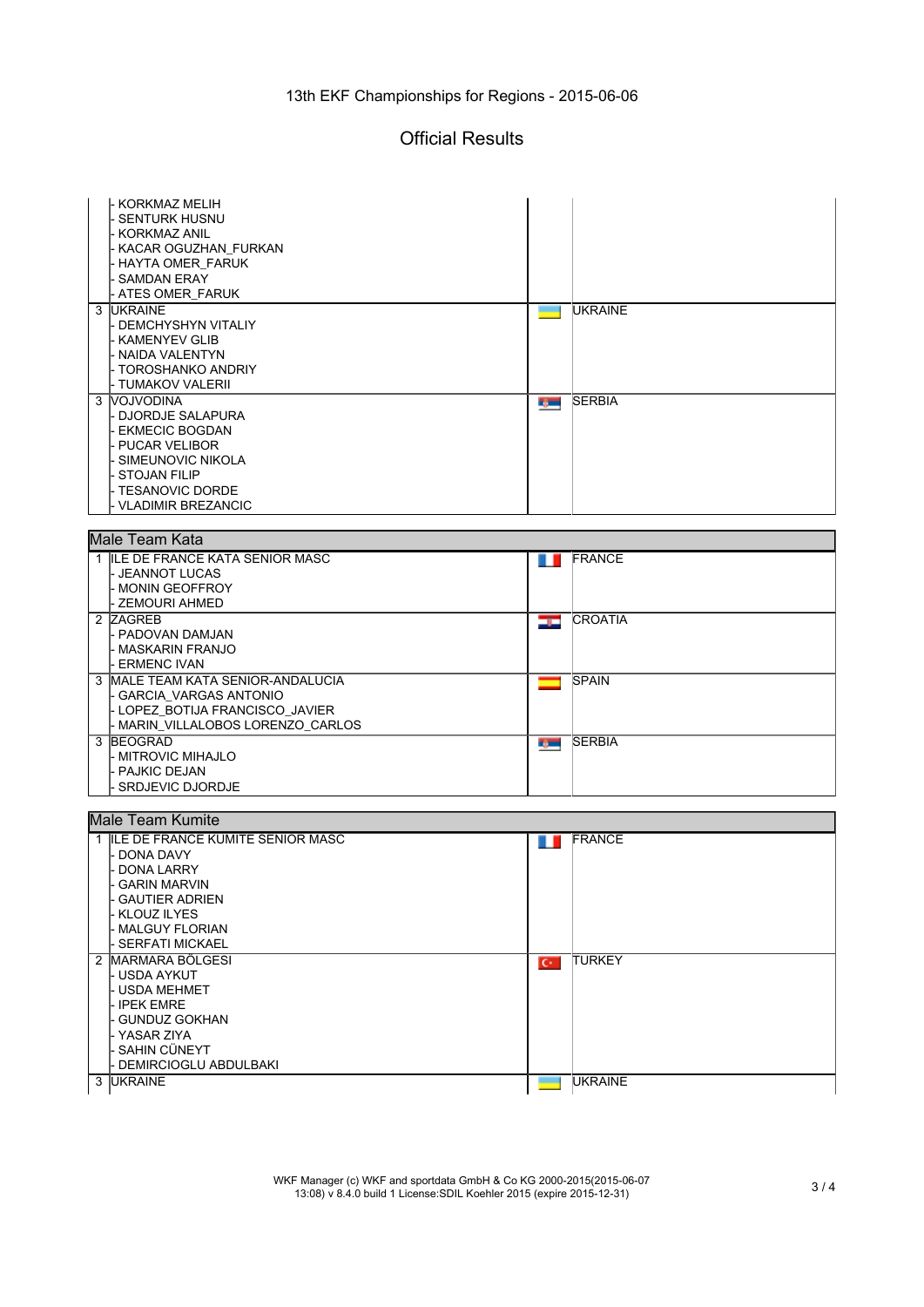# 13th EKF Championships for Regions - 2015-06-06

## Official Results

| | | | |
|---|---|---|---|
| | - KORKMAZ MELIH<br>- SENTURK HUSNU<br>- KORKMAZ ANIL<br>- KACAR OGUZHAN_FURKAN<br>- HAYTA OMER_FARUK<br>- SAMDAN ERAY<br>- ATES OMER_FARUK | | |
| 3 | UKRAINE<br>- DEMCHYSHYN VITALIY<br>- KAMENYEV GLIB<br>- NAIDA VALENTYN<br>- TOROSHANKO ANDRIY<br>- TUMAKOV VALERII | | UKRAINE |
| 3 | VOJVODINA<br>- DJORDJE SALAPURA<br>- EKMECIC BOGDAN<br>- PUCAR VELIBOR<br>- SIMEUNOVIC NIKOLA<br>- STOJAN FILIP<br>- TESANOVIC DORDE<br>- VLADIMIR BREZANCIC | | SERBIA |

### Male Team Kata

| | | | |
|---|---|---|---|
| 1 | ILE DE FRANCE KATA SENIOR MASC<br>- JEANNOT LUCAS<br>- MONIN GEOFFROY<br>- ZEMOURI AHMED | | FRANCE |
| 2 | ZAGREB<br>- PADOVAN DAMJAN<br>- MASKARIN FRANJO<br>- ERMENC IVAN | | CROATIA |
| 3 | MALE TEAM KATA SENIOR-ANDALUCIA<br>- GARCIA_VARGAS ANTONIO<br>- LOPEZ_BOTIJA FRANCISCO_JAVIER<br>- MARIN_VILLALOBOS LORENZO_CARLOS | | SPAIN |
| 3 | BEOGRAD<br>- MITROVIC MIHAJLO<br>- PAJKIC DEJAN<br>- SRDJEVIC DJORDJE | | SERBIA |

### Male Team Kumite

| | | | |
|---|---|---|---|
| 1 | ILE DE FRANCE KUMITE SENIOR MASC<br>- DONA DAVY<br>- DONA LARRY<br>- GARIN MARVIN<br>- GAUTIER ADRIEN<br>- KLOUZ ILYES<br>- MALGUY FLORIAN<br>- SERFATI MICKAEL | | FRANCE |
| 2 | MARMARA BÖLGESI<br>- USDA AYKUT<br>- USDA MEHMET<br>- IPEK EMRE<br>- GUNDUZ GOKHAN<br>- YASAR ZIYA<br>- SAHIN CÜNEYT<br>- DEMIRCIOGLU ABDULBAKI | | TURKEY |
| 3 | UKRAINE | | UKRAINE |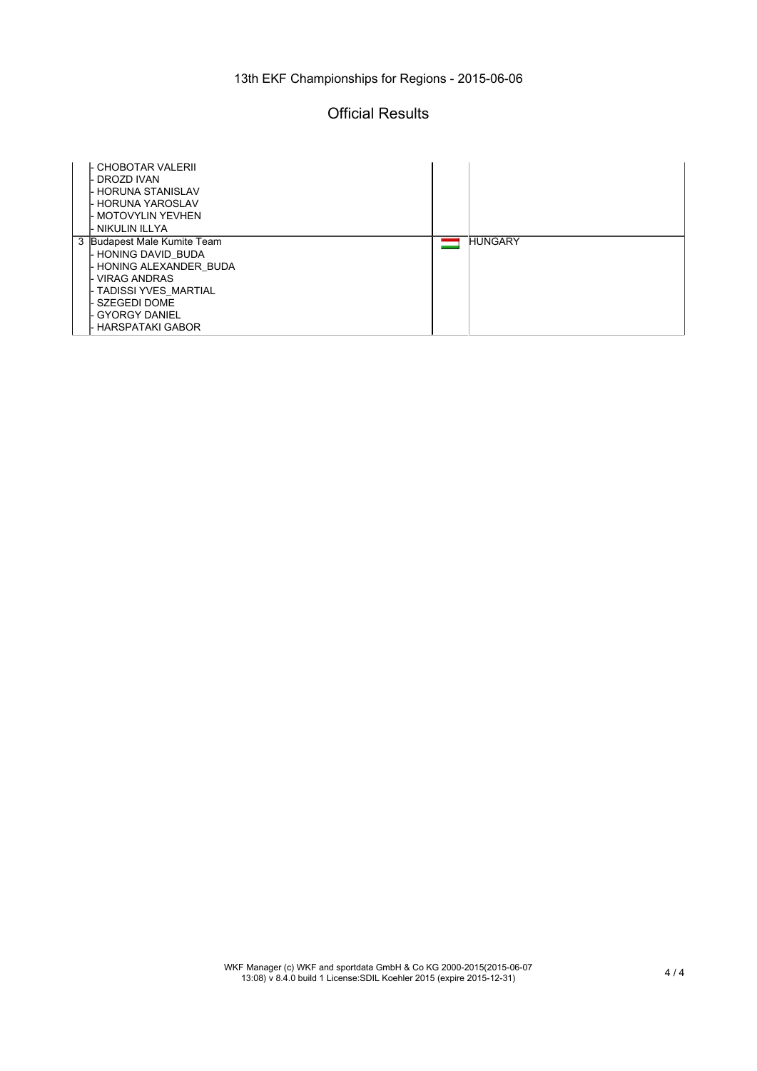13th EKF Championships for Regions - 2015-06-06

# Official Results

| | | | |
|---|---|---|---|
| | - CHOBOTAR VALERII<br>- DROZD IVAN<br>- HORUNA STANISLAV<br>- HORUNA YAROSLAV<br>- MOTOVYLIN YEVHEN<br>- NIKULIN ILLYA | | |
| 3 | Budapest Male Kumite Team<br>- HONING DAVID_BUDA<br>- HONING ALEXANDER_BUDA<br>- VIRAG ANDRAS<br>- TADISSI YVES_MARTIAL<br>- SZEGEDI DOME<br>- GYORGY DANIEL<br>- HARSPATAKI GABOR | | HUNGARY |

WKF Manager (c) WKF and sportdata GmbH & Co KG 2000-2015(2015-06-07 13:08) v 8.4.0 build 1 License:SDIL Koehler 2015 (expire 2015-12-31)